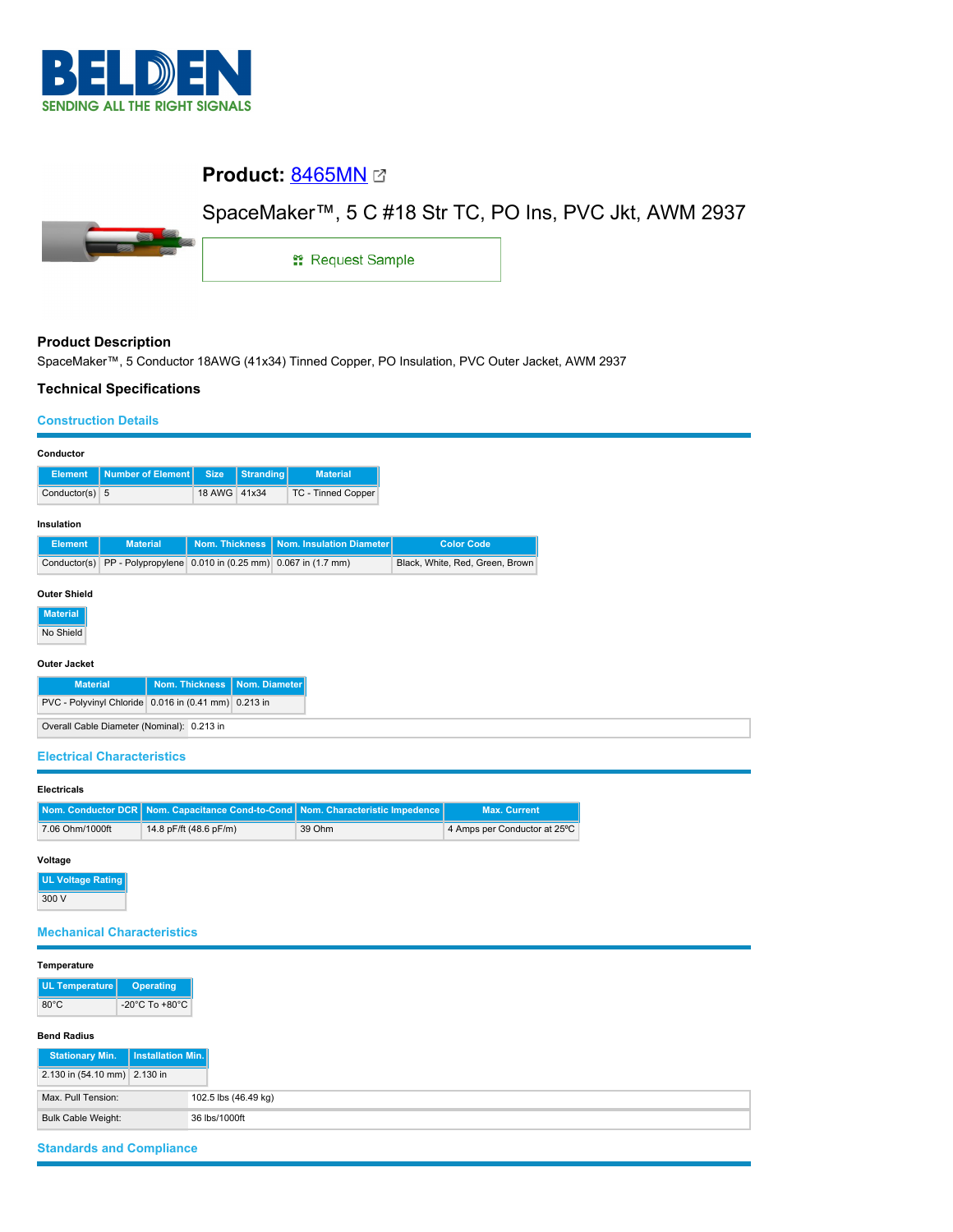# Product: 8465MN

SpaceMaker™, 5 C #18 Str TC, PO Ins, PVC Jkt, AWM 2937

Request Sample

## Product Description

SpaceMaker™, 5 Conductor 18AWG (41x34) Tinned Copper, PO Insulation, PVC Outer Jacket, AWM 2937

## Technical Specifications

### Construction Details

#### Conductor

| Element | Number of Element | Size | Stranding | Material |
|---|---|---|---|---|
| Conductor(s) | 5 | 18 AWG | 41x34 | TC - Tinned Copper |

#### Insulation

| Element | Material | Nom. Thickness | Nom. Insulation Diameter | Color Code |
|---|---|---|---|---|
| Conductor(s) | PP - Polypropylene | 0.010 in (0.25 mm) | 0.067 in (1.7 mm) | Black, White, Red, Green, Brown |

#### Outer Shield

| Material |
|---|
| No Shield |

#### Outer Jacket

| Material | Nom. Thickness | Nom. Diameter |
|---|---|---|
| PVC - Polyvinyl Chloride | 0.016 in (0.41 mm) | 0.213 in |

| Overall Cable Diameter (Nominal): | 0.213 in |
|---|---|

### Electrical Characteristics

#### Electricals

| Nom. Conductor DCR | Nom. Capacitance Cond-to-Cond | Nom. Characteristic Impedence | Max. Current |
|---|---|---|---|
| 7.06 Ohm/1000ft | 14.8 pF/ft (48.6 pF/m) | 39 Ohm | 4 Amps per Conductor at 25ºC |

#### Voltage

| UL Voltage Rating |
|---|
| 300 V |

### Mechanical Characteristics

#### Temperature

| UL Temperature | Operating |
|---|---|
| 80°C | -20°C To +80°C |

#### Bend Radius

| Stationary Min. | Installation Min. |
|---|---|
| 2.130 in (54.10 mm) | 2.130 in |

| Max. Pull Tension: | 102.5 lbs (46.49 kg) |
|---|---|
| Bulk Cable Weight: | 36 lbs/1000ft |

### Standards and Compliance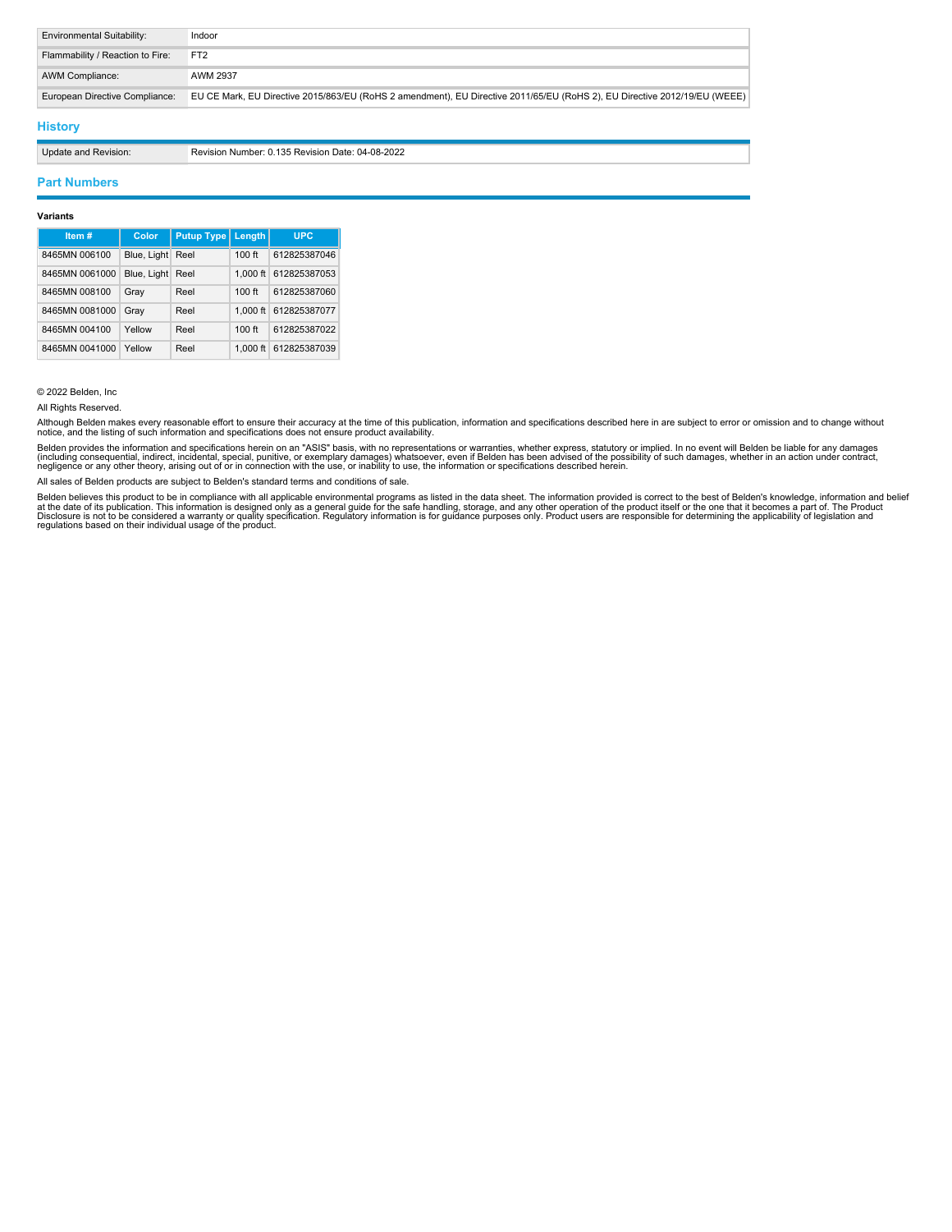| | |
|---|---|
| Environmental Suitability: | Indoor |
| Flammability / Reaction to Fire: | FT2 |
| AWM Compliance: | AWM 2937 |
| European Directive Compliance: | EU CE Mark, EU Directive 2015/863/EU (RoHS 2 amendment), EU Directive 2011/65/EU (RoHS 2), EU Directive 2012/19/EU (WEEE) |

## History

| | |
|---|---|
| Update and Revision: | Revision Number: 0.135 Revision Date: 04-08-2022 |

## Part Numbers

**Variants**

| Item # | Color | Putup Type | Length | UPC |
|---|---|---|---|---|
| 8465MN 006100 | Blue, Light | Reel | 100 ft | 612825387046 |
| 8465MN 0061000 | Blue, Light | Reel | 1,000 ft | 612825387053 |
| 8465MN 008100 | Gray | Reel | 100 ft | 612825387060 |
| 8465MN 0081000 | Gray | Reel | 1,000 ft | 612825387077 |
| 8465MN 004100 | Yellow | Reel | 100 ft | 612825387022 |
| 8465MN 0041000 | Yellow | Reel | 1,000 ft | 612825387039 |

© 2022 Belden, Inc

All Rights Reserved.

Although Belden makes every reasonable effort to ensure their accuracy at the time of this publication, information and specifications described here in are subject to error or omission and to change without notice, and the listing of such information and specifications does not ensure product availability.

Belden provides the information and specifications herein on an "ASIS" basis, with no representations or warranties, whether express, statutory or implied. In no event will Belden be liable for any damages (including consequential, indirect, incidental, special, punitive, or exemplary damages) whatsoever, even if Belden has been advised of the possibility of such damages, whether in an action under contract, negligence or any other theory, arising out of or in connection with the use, or inability to use, the information or specifications described herein.

All sales of Belden products are subject to Belden's standard terms and conditions of sale.

Belden believes this product to be in compliance with all applicable environmental programs as listed in the data sheet. The information provided is correct to the best of Belden's knowledge, information and belief at the date of its publication. This information is designed only as a general guide for the safe handling, storage, and any other operation of the product itself or the one that it becomes a part of. The Product Disclosure is not to be considered a warranty or quality specification. Regulatory information is for guidance purposes only. Product users are responsible for determining the applicability of legislation and regulations based on their individual usage of the product.